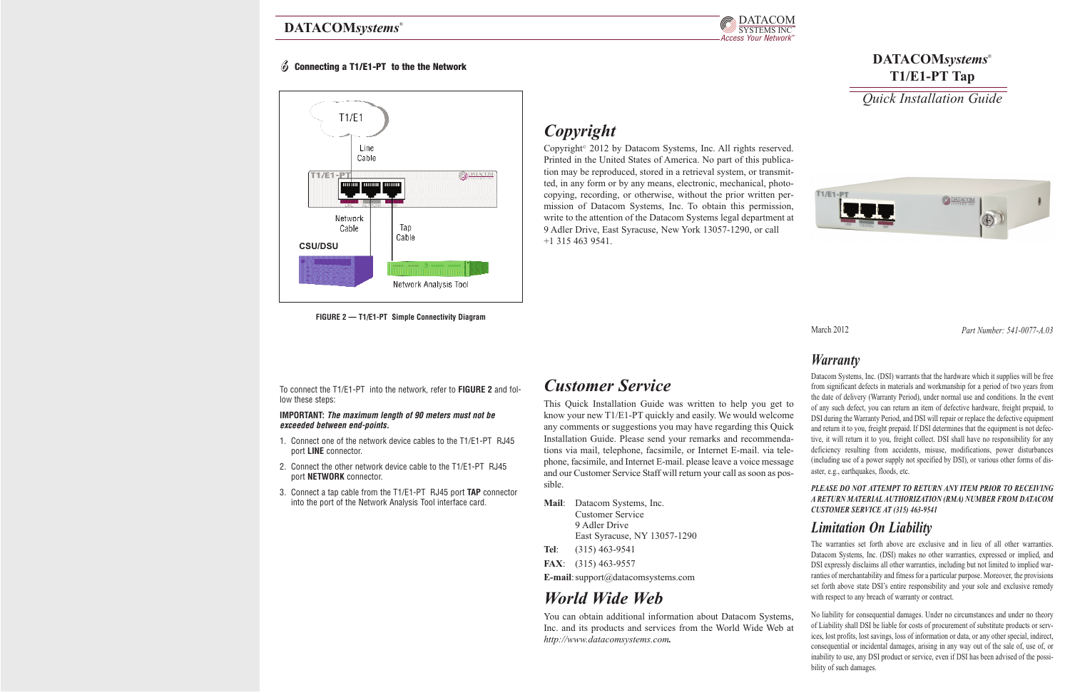## 6 Connecting a T1/E1-PT to the the Network

FIGURE 2 — T1/E1-PT Simple Connectivity Diagram

To connect the T1/E1-PT into the network, refer to **FIGURE 2** and follow these steps:

**IMPORTANT:** ***The maximum length of 90 meters must not be exceeded between end-points.***

1. Connect one of the network device cables to the T1/E1-PT RJ45 port **LINE** connector.
2. Connect the other network device cable to the T1/E1-PT RJ45 port **NETWORK** connector.
3. Connect a tap cable from the T1/E1-PT RJ45 port **TAP** connector into the port of the Network Analysis Tool interface card.

# *Copyright*

Copyright© 2012 by Datacom Systems, Inc. All rights reserved. Printed in the United States of America. No part of this publication may be reproduced, stored in a retrieval system, or transmitted, in any form or by any means, electronic, mechanical, photocopying, recording, or otherwise, without the prior written permission of Datacom Systems, Inc. To obtain this permission, write to the attention of the Datacom Systems legal department at 9 Adler Drive, East Syracuse, New York 13057-1290, or call +1 315 463 9541.

# *Customer Service*

This Quick Installation Guide was written to help you get to know your new T1/E1-PT quickly and easily. We would welcome any comments or suggestions you may have regarding this Quick Installation Guide. Please send your remarks and recommendations via mail, telephone, facsimile, or Internet E-mail. via telephone, facsimile, and Internet E-mail. please leave a voice message and our Customer Service Staff will return your call as soon as possible.

**Mail**: Datacom Systems, Inc.
Customer Service
9 Adler Drive
East Syracuse, NY 13057-1290

**Tel**: (315) 463-9541

**FAX**: (315) 463-9557

**E-mail**: support@datacomsystems.com

# *World Wide Web*

You can obtain additional information about Datacom Systems, Inc. and its products and services from the World Wide Web at *http://www.datacomsystems.com.*

# DATACOM*systems*® T1/E1-PT Tap

## *Quick Installation Guide*

March 2012

*Part Number: 541-0077-A.03*

# *Warranty*

Datacom Systems, Inc. (DSI) warrants that the hardware which it supplies will be free from significant defects in materials and workmanship for a period of two years from the date of delivery (Warranty Period), under normal use and conditions. In the event of any such defect, you can return an item of defective hardware, freight prepaid, to DSI during the Warranty Period, and DSI will repair or replace the defective equipment and return it to you, freight prepaid. If DSI determines that the equipment is not defective, it will return it to you, freight collect. DSI shall have no responsibility for any deficiency resulting from accidents, misuse, modifications, power disturbances (including use of a power supply not specified by DSI), or various other forms of disaster, e.g., earthquakes, floods, etc.

***PLEASE DO NOT ATTEMPT TO RETURN ANY ITEM PRIOR TO RECEIVING A RETURN MATERIAL AUTHORIZATION (RMA) NUMBER FROM DATACOM CUSTOMER SERVICE AT (315) 463-9541***

# *Limitation On Liability*

The warranties set forth above are exclusive and in lieu of all other warranties. Datacom Systems, Inc. (DSI) makes no other warranties, expressed or implied, and DSI expressly disclaims all other warranties, including but not limited to implied warranties of merchantability and fitness for a particular purpose. Moreover, the provisions set forth above state DSI's entire responsibility and your sole and exclusive remedy with respect to any breach of warranty or contract.

No liability for consequential damages. Under no circumstances and under no theory of Liability shall DSI be liable for costs of procurement of substitute products or services, lost profits, lost savings, loss of information or data, or any other special, indirect, consequential or incidental damages, arising in any way out of the sale of, use of, or inability to use, any DSI product or service, even if DSI has been advised of the possibility of such damages.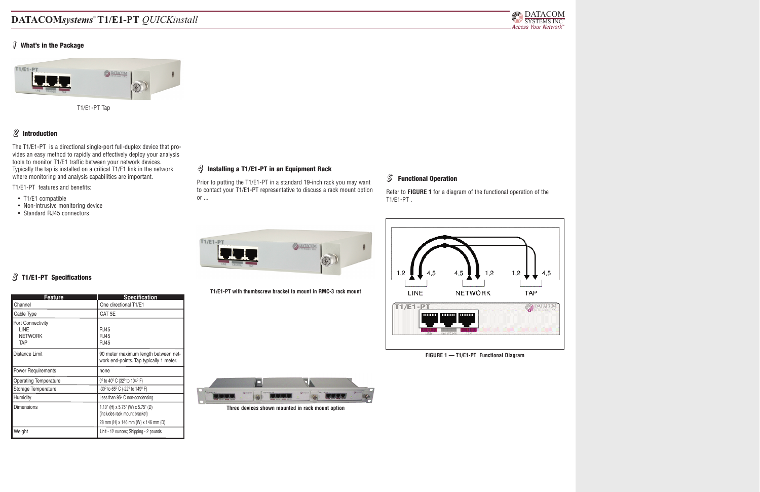# DATACOM*systems*® T1/E1-PT *QUICKinstall*

## 1 What's in the Package

T1/E1-PT Tap

## 2 Introduction

The T1/E1-PT is a directional single-port full-duplex device that provides an easy method to rapidly and effectively deploy your analysis tools to monitor T1/E1 traffic between your network devices. Typically the tap is installed on a critical T1/E1 link in the network where monitoring and analysis capabilities are important.

T1/E1-PT features and benefits:

- T1/E1 compatible
- Non-intrusive monitoring device
- Standard RJ45 connectors

## 3 T1/E1-PT Specifications

| Feature | Specification |
| --- | --- |
| Channel | One directional T1/E1 |
| Cable Type | CAT 5E |
| Port Connectivity<br>LINE<br>NETWORK<br>TAP | <br>RJ45<br>RJ45<br>RJ45 |
| Distance Limit | 90 meter maximum length between network end-points. Tap typically 1 meter. |
| Power Requirements | none |
| Operating Temperature | 0° to 40° C (32° to 104° F) |
| Storage Temperature | -30° to 65° C (-22° to 149° F) |
| Humidity | Less than 95° C non-condensing |
| Dimensions | 1.10" (H) x 5.75" (W) x 5.75" (D) (includes rack mount bracket)<br>28 mm (H) x 146 mm (W) x 146 mm (D) |
| Weight | Unit - 12 ounces; Shipping - 2 pounds |

## 4 Installing a T1/E1-PT in an Equipment Rack

Prior to putting the T1/E1-PT in a standard 19-inch rack you may want to contact your T1/E1-PT representative to discuss a rack mount option or ...

T1/E1-PT with thumbscrew bracket to mount in RMC-3 rack mount

Three devices shown mounted in rack mount option

## 5 Functional Operation

Refer to **FIGURE 1** for a diagram of the functional operation of the T1/E1-PT .

1,2 4,5 4,5 1,2 1,2 4,5

LINE NETWORK TAP

**FIGURE 1 — T1/E1-PT Functional Diagram**